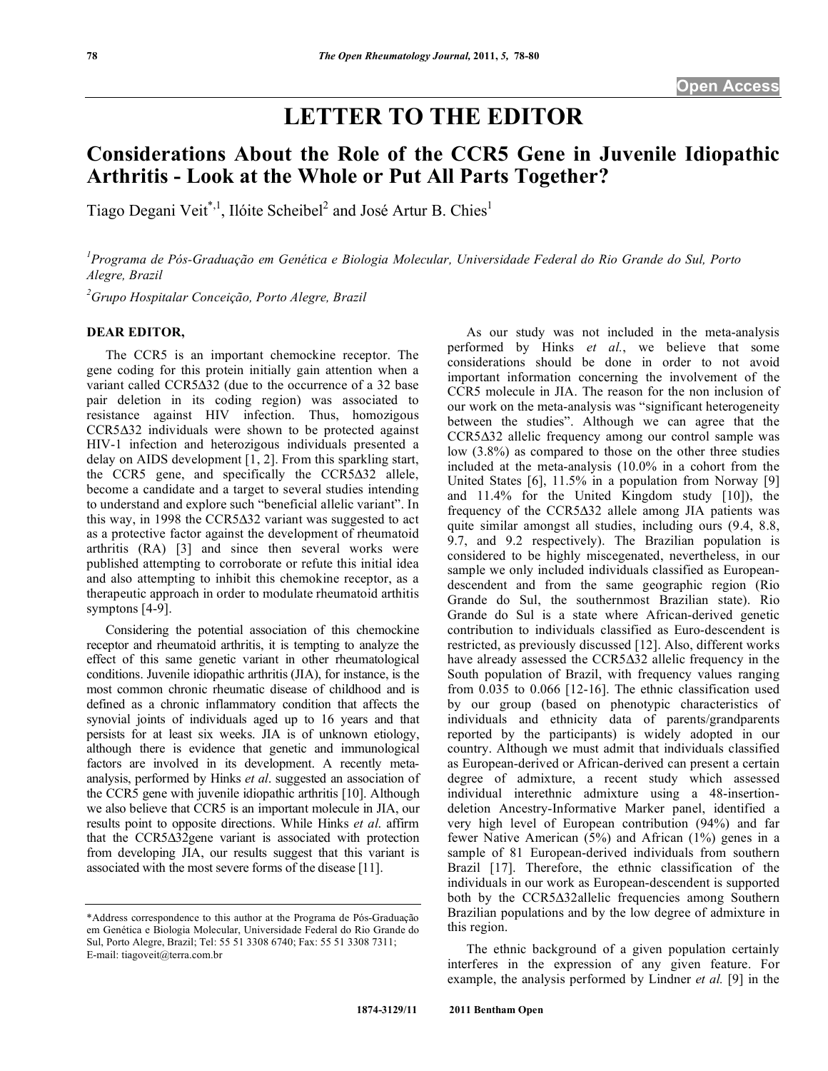# LETTER TO THE EDITOR

## Considerations About the Role of the CCR5 Gene in Juvenile Idiopathic Arthritis - Look at the Whole or Put All Parts Together?

Tiago Degani Veit[*,1], Ilóite Scheibel[2] and José Artur B. Chies[1]

[1]Programa de Pós-Graduação em Genética e Biologia Molecular, Universidade Federal do Rio Grande do Sul, Porto Alegre, Brazil

[2]Grupo Hospitalar Conceição, Porto Alegre, Brazil

**DEAR EDITOR,**

The CCR5 is an important chemockine receptor. The gene coding for this protein initially gain attention when a variant called CCR5Δ32 (due to the occurrence of a 32 base pair deletion in its coding region) was associated to resistance against HIV infection. Thus, homozigous CCR5Δ32 individuals were shown to be protected against HIV-1 infection and heterozigous individuals presented a delay on AIDS development [1, 2]. From this sparkling start, the CCR5 gene, and specifically the CCR5Δ32 allele, become a candidate and a target to several studies intending to understand and explore such "beneficial allelic variant". In this way, in 1998 the CCR5Δ32 variant was suggested to act as a protective factor against the development of rheumatoid arthritis (RA) [3] and since then several works were published attempting to corroborate or refute this initial idea and also attempting to inhibit this chemokine receptor, as a therapeutic approach in order to modulate rheumatoid arthritis symptons [4-9].

Considering the potential association of this chemockine receptor and rheumatoid arthritis, it is tempting to analyze the effect of this same genetic variant in other rheumatological conditions. Juvenile idiopathic arthritis (JIA), for instance, is the most common chronic rheumatic disease of childhood and is defined as a chronic inflammatory condition that affects the synovial joints of individuals aged up to 16 years and that persists for at least six weeks. JIA is of unknown etiology, although there is evidence that genetic and immunological factors are involved in its development. A recently meta-analysis, performed by Hinks *et al*. suggested an association of the CCR5 gene with juvenile idiopathic arthritis [10]. Although we also believe that CCR5 is an important molecule in JIA, our results point to opposite directions. While Hinks *et al*. affirm that the CCR5Δ32gene variant is associated with protection from developing JIA, our results suggest that this variant is associated with the most severe forms of the disease [11].

As our study was not included in the meta-analysis performed by Hinks *et al.*, we believe that some considerations should be done in order to not avoid important information concerning the involvement of the CCR5 molecule in JIA. The reason for the non inclusion of our work on the meta-analysis was "significant heterogeneity between the studies". Although we can agree that the CCR5Δ32 allelic frequency among our control sample was low (3.8%) as compared to those on the other three studies included at the meta-analysis (10.0% in a cohort from the United States [6], 11.5% in a population from Norway [9] and 11.4% for the United Kingdom study [10]), the frequency of the CCR5Δ32 allele among JIA patients was quite similar amongst all studies, including ours (9.4, 8.8, 9.7, and 9.2 respectively). The Brazilian population is considered to be highly miscegenated, nevertheless, in our sample we only included individuals classified as European-descendent and from the same geographic region (Rio Grande do Sul, the southernmost Brazilian state). Rio Grande do Sul is a state where African-derived genetic contribution to individuals classified as Euro-descendent is restricted, as previously discussed [12]. Also, different works have already assessed the CCR5Δ32 allelic frequency in the South population of Brazil, with frequency values ranging from 0.035 to 0.066 [12-16]. The ethnic classification used by our group (based on phenotypic characteristics of individuals and ethnicity data of parents/grandparents reported by the participants) is widely adopted in our country. Although we must admit that individuals classified as European-derived or African-derived can present a certain degree of admixture, a recent study which assessed individual interethnic admixture using a 48-insertion-deletion Ancestry-Informative Marker panel, identified a very high level of European contribution (94%) and far fewer Native American (5%) and African (1%) genes in a sample of 81 European-derived individuals from southern Brazil [17]. Therefore, the ethnic classification of the individuals in our work as European-descendent is supported both by the CCR5Δ32allelic frequencies among Southern Brazilian populations and by the low degree of admixture in this region.

The ethnic background of a given population certainly interferes in the expression of any given feature. For example, the analysis performed by Lindner *et al.* [9] in the

*Address correspondence to this author at the Programa de Pós-Graduação em Genética e Biologia Molecular, Universidade Federal do Rio Grande do Sul, Porto Alegre, Brazil; Tel: 55 51 3308 6740; Fax: 55 51 3308 7311; E-mail: tiagoveit@terra.com.br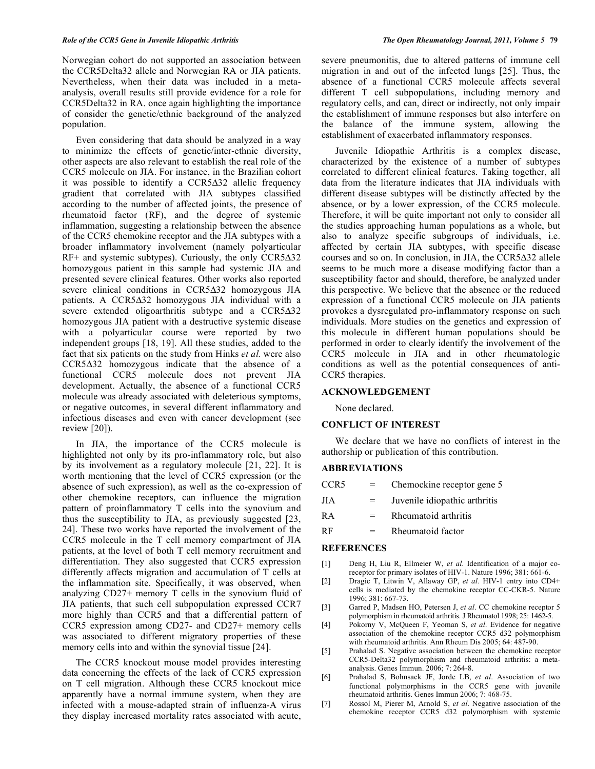Norwegian cohort do not supported an association between the CCR5Delta32 allele and Norwegian RA or JIA patients. Nevertheless, when their data was included in a meta-analysis, overall results still provide evidence for a role for CCR5Delta32 in RA. once again highlighting the importance of consider the genetic/ethnic background of the analyzed population.

Even considering that data should be analyzed in a way to minimize the effects of genetic/inter-ethnic diversity, other aspects are also relevant to establish the real role of the CCR5 molecule on JIA. For instance, in the Brazilian cohort it was possible to identify a CCR5Δ32 allelic frequency gradient that correlated with JIA subtypes classified according to the number of affected joints, the presence of rheumatoid factor (RF), and the degree of systemic inflammation, suggesting a relationship between the absence of the CCR5 chemokine receptor and the JIA subtypes with a broader inflammatory involvement (namely polyarticular RF+ and systemic subtypes). Curiously, the only CCR5Δ32 homozygous patient in this sample had systemic JIA and presented severe clinical features. Other works also reported severe clinical conditions in CCR5Δ32 homozygous JIA patients. A CCR5Δ32 homozygous JIA individual with a severe extended oligoarthritis subtype and a CCR5Δ32 homozygous JIA patient with a destructive systemic disease with a polyarticular course were reported by two independent groups [18, 19]. All these studies, added to the fact that six patients on the study from Hinks *et al.* were also CCR5Δ32 homozygous indicate that the absence of a functional CCR5 molecule does not prevent JIA development. Actually, the absence of a functional CCR5 molecule was already associated with deleterious symptoms, or negative outcomes, in several different inflammatory and infectious diseases and even with cancer development (see review [20]).

In JIA, the importance of the CCR5 molecule is highlighted not only by its pro-inflammatory role, but also by its involvement as a regulatory molecule [21, 22]. It is worth mentioning that the level of CCR5 expression (or the absence of such expression), as well as the co-expression of other chemokine receptors, can influence the migration pattern of proinflammatory T cells into the synovium and thus the susceptibility to JIA, as previously suggested [23, 24]. These two works have reported the involvement of the CCR5 molecule in the T cell memory compartment of JIA patients, at the level of both T cell memory recruitment and differentiation. They also suggested that CCR5 expression differently affects migration and accumulation of T cells at the inflammation site. Specifically, it was observed, when analyzing CD27+ memory T cells in the synovium fluid of JIA patients, that such cell subpopulation expressed CCR7 more highly than CCR5 and that a differential pattern of CCR5 expression among CD27- and CD27+ memory cells was associated to different migratory properties of these memory cells into and within the synovial tissue [24].

The CCR5 knockout mouse model provides interesting data concerning the effects of the lack of CCR5 expression on T cell migration. Although these CCR5 knockout mice apparently have a normal immune system, when they are infected with a mouse-adapted strain of influenza-A virus they display increased mortality rates associated with acute, severe pneumonitis, due to altered patterns of immune cell migration in and out of the infected lungs [25]. Thus, the absence of a functional CCR5 molecule affects several different T cell subpopulations, including memory and regulatory cells, and can, direct or indirectly, not only impair the establishment of immune responses but also interfere on the balance of the immune system, allowing the establishment of exacerbated inflammatory responses.

Juvenile Idiopathic Arthritis is a complex disease, characterized by the existence of a number of subtypes correlated to different clinical features. Taking together, all data from the literature indicates that JIA individuals with different disease subtypes will be distinctly affected by the absence, or by a lower expression, of the CCR5 molecule. Therefore, it will be quite important not only to consider all the studies approaching human populations as a whole, but also to analyze specific subgroups of individuals, i.e. affected by certain JIA subtypes, with specific disease courses and so on. In conclusion, in JIA, the CCR5Δ32 allele seems to be much more a disease modifying factor than a susceptibility factor and should, therefore, be analyzed under this perspective. We believe that the absence or the reduced expression of a functional CCR5 molecule on JIA patients provokes a dysregulated pro-inflammatory response on such individuals. More studies on the genetics and expression of this molecule in different human populations should be performed in order to clearly identify the involvement of the CCR5 molecule in JIA and in other rheumatologic conditions as well as the potential consequences of anti-CCR5 therapies.

## ACKNOWLEDGEMENT

None declared.

## CONFLICT OF INTEREST

We declare that we have no conflicts of interest in the authorship or publication of this contribution.

## ABBREVIATIONS

| | | |
|---|---|---|
| CCR5 | = | Chemockine receptor gene 5 |
| JIA | = | Juvenile idiopathic arthritis |
| RA | = | Rheumatoid arthritis |
| RF | = | Rheumatoid factor |

## REFERENCES

[1] Deng H, Liu R, Ellmeier W, *et al*. Identification of a major co-receptor for primary isolates of HIV-1. Nature 1996; 381: 661-6.

[2] Dragic T, Litwin V, Allaway GP, *et al*. HIV-1 entry into CD4+ cells is mediated by the chemokine receptor CC-CKR-5. Nature 1996; 381: 667-73.

[3] Garred P, Madsen HO, Petersen J, *et al*. CC chemokine receptor 5 polymorphism in rheumatoid arthritis. J Rheumatol 1998; 25: 1462-5.

[4] Pokorny V, McQueen F, Yeoman S, *et al*. Evidence for negative association of the chemokine receptor CCR5 d32 polymorphism with rheumatoid arthritis. Ann Rheum Dis 2005; 64: 487-90.

[5] Prahalad S. Negative association between the chemokine receptor CCR5-Delta32 polymorphism and rheumatoid arthritis: a meta-analysis. Genes Immun. 2006; 7: 264-8.

[6] Prahalad S, Bohnsack JF, Jorde LB, *et al*. Association of two functional polymorphisms in the CCR5 gene with juvenile rheumatoid arthritis. Genes Immun 2006; 7: 468-75.

[7] Rossol M, Pierer M, Arnold S, *et al*. Negative association of the chemokine receptor CCR5 d32 polymorphism with systemic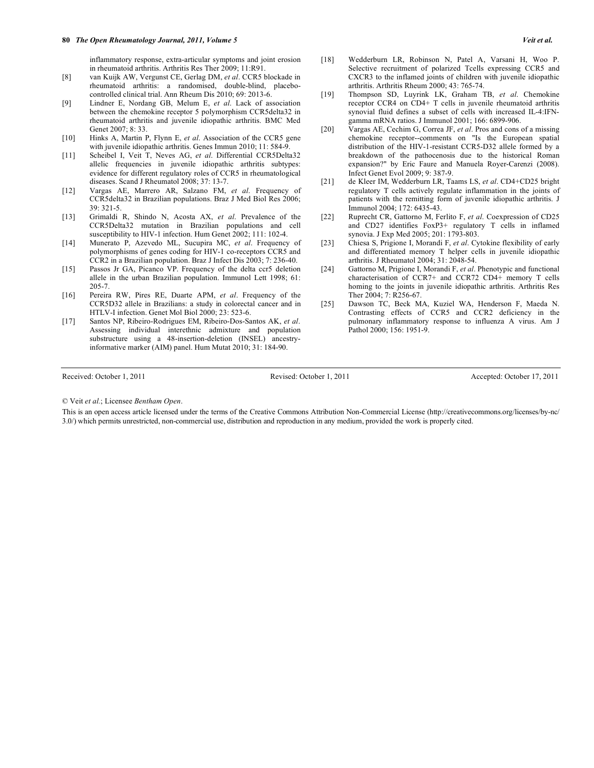inflammatory response, extra-articular symptoms and joint erosion in rheumatoid arthritis. Arthritis Res Ther 2009; 11:R91.

[8] van Kuijk AW, Vergunst CE, Gerlag DM, *et al*. CCR5 blockade in rheumatoid arthritis: a randomised, double-blind, placebo-controlled clinical trial. Ann Rheum Dis 2010; 69: 2013-6.

[9] Lindner E, Nordang GB, Melum E, *et al*. Lack of association between the chemokine receptor 5 polymorphism CCR5delta32 in rheumatoid arthritis and juvenile idiopathic arthritis. BMC Med Genet 2007; 8: 33.

[10] Hinks A, Martin P, Flynn E, *et al*. Association of the CCR5 gene with juvenile idiopathic arthritis. Genes Immun 2010; 11: 584-9.

[11] Scheibel I, Veit T, Neves AG, *et al*. Differential CCR5Delta32 allelic frequencies in juvenile idiopathic arthritis subtypes: evidence for different regulatory roles of CCR5 in rheumatological diseases. Scand J Rheumatol 2008; 37: 13-7.

[12] Vargas AE, Marrero AR, Salzano FM, *et al*. Frequency of CCR5delta32 in Brazilian populations. Braz J Med Biol Res 2006; 39: 321-5.

[13] Grimaldi R, Shindo N, Acosta AX, *et al*. Prevalence of the CCR5Delta32 mutation in Brazilian populations and cell susceptibility to HIV-1 infection. Hum Genet 2002; 111: 102-4.

[14] Munerato P, Azevedo ML, Sucupira MC, *et al*. Frequency of polymorphisms of genes coding for HIV-1 co-receptors CCR5 and CCR2 in a Brazilian population. Braz J Infect Dis 2003; 7: 236-40.

[15] Passos Jr GA, Picanco VP. Frequency of the delta ccr5 deletion allele in the urban Brazilian population. Immunol Lett 1998; 61: 205-7.

[16] Pereira RW, Pires RE, Duarte APM, *et al*. Frequency of the CCR5D32 allele in Brazilians: a study in colorectal cancer and in HTLV-I infection. Genet Mol Biol 2000; 23: 523-6.

[17] Santos NP, Ribeiro-Rodrigues EM, Ribeiro-Dos-Santos AK, *et al*. Assessing individual interethnic admixture and population substructure using a 48-insertion-deletion (INSEL) ancestry-informative marker (AIM) panel. Hum Mutat 2010; 31: 184-90.

[18] Wedderburn LR, Robinson N, Patel A, Varsani H, Woo P. Selective recruitment of polarized Tcells expressing CCR5 and CXCR3 to the inflamed joints of children with juvenile idiopathic arthritis. Arthritis Rheum 2000; 43: 765-74.

[19] Thompson SD, Luyrink LK, Graham TB, *et al*. Chemokine receptor CCR4 on CD4+ T cells in juvenile rheumatoid arthritis synovial fluid defines a subset of cells with increased IL-4:IFN-gamma mRNA ratios. J Immunol 2001; 166: 6899-906.

[20] Vargas AE, Cechim G, Correa JF, *et al*. Pros and cons of a missing chemokine receptor--comments on "Is the European spatial distribution of the HIV-1-resistant CCR5-D32 allele formed by a breakdown of the pathocenosis due to the historical Roman expansion?" by Eric Faure and Manuela Royer-Carenzi (2008). Infect Genet Evol 2009; 9: 387-9.

[21] de Kleer IM, Wedderburn LR, Taams LS, *et al*. CD4+CD25 bright regulatory T cells actively regulate inflammation in the joints of patients with the remitting form of juvenile idiopathic arthritis. J Immunol 2004; 172: 6435-43.

[22] Ruprecht CR, Gattorno M, Ferlito F, *et al*. Coexpression of CD25 and CD27 identifies FoxP3+ regulatory T cells in inflamed synovia. J Exp Med 2005; 201: 1793-803.

[23] Chiesa S, Prigione I, Morandi F, *et al*. Cytokine flexibility of early and differentiated memory T helper cells in juvenile idiopathic arthritis. J Rheumatol 2004; 31: 2048-54.

[24] Gattorno M, Prigione I, Morandi F, *et al*. Phenotypic and functional characterisation of CCR7+ and CCR72 CD4+ memory T cells homing to the joints in juvenile idiopathic arthritis. Arthritis Res Ther 2004; 7: R256-67.

[25] Dawson TC, Beck MA, Kuziel WA, Henderson F, Maeda N. Contrasting effects of CCR5 and CCR2 deficiency in the pulmonary inflammatory response to influenza A virus. Am J Pathol 2000; 156: 1951-9.

Received: October 1, 2011 Revised: October 1, 2011 Accepted: October 17, 2011

© Veit *et al.*; Licensee *Bentham Open*.

This is an open access article licensed under the terms of the Creative Commons Attribution Non-Commercial License (http://creativecommons.org/licenses/by-nc/3.0/) which permits unrestricted, non-commercial use, distribution and reproduction in any medium, provided the work is properly cited.